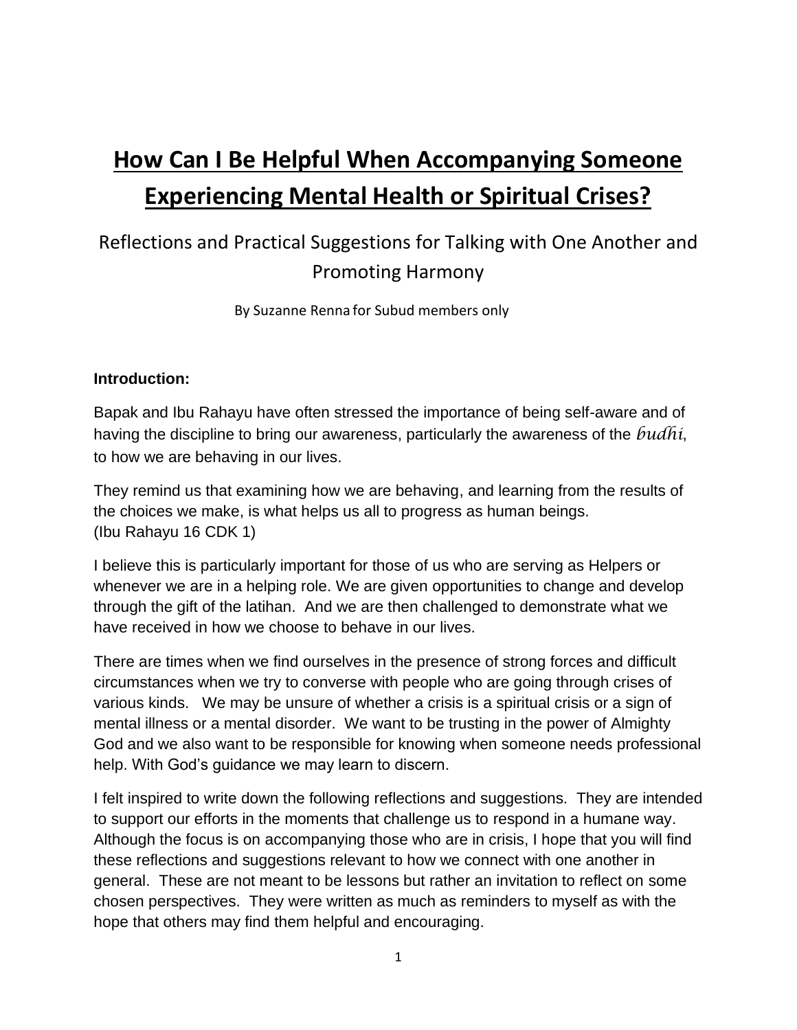# How Can I Be Helpful When Accompanying Someone Experiencing Mental Health or Spiritual Crises?

## Reflections and Practical Suggestions for Talking with One Another and Promoting Harmony

By Suzanne Renna for Subud members only

**Introduction:**

Bapak and Ibu Rahayu have often stressed the importance of being self-aware and of having the discipline to bring our awareness, particularly the awareness of the *budhi*, to how we are behaving in our lives.

They remind us that examining how we are behaving, and learning from the results of the choices we make, is what helps us all to progress as human beings. (Ibu Rahayu 16 CDK 1)

I believe this is particularly important for those of us who are serving as Helpers or whenever we are in a helping role. We are given opportunities to change and develop through the gift of the latihan. And we are then challenged to demonstrate what we have received in how we choose to behave in our lives.

There are times when we find ourselves in the presence of strong forces and difficult circumstances when we try to converse with people who are going through crises of various kinds. We may be unsure of whether a crisis is a spiritual crisis or a sign of mental illness or a mental disorder. We want to be trusting in the power of Almighty God and we also want to be responsible for knowing when someone needs professional help. With God's guidance we may learn to discern.

I felt inspired to write down the following reflections and suggestions. They are intended to support our efforts in the moments that challenge us to respond in a humane way. Although the focus is on accompanying those who are in crisis, I hope that you will find these reflections and suggestions relevant to how we connect with one another in general. These are not meant to be lessons but rather an invitation to reflect on some chosen perspectives. They were written as much as reminders to myself as with the hope that others may find them helpful and encouraging.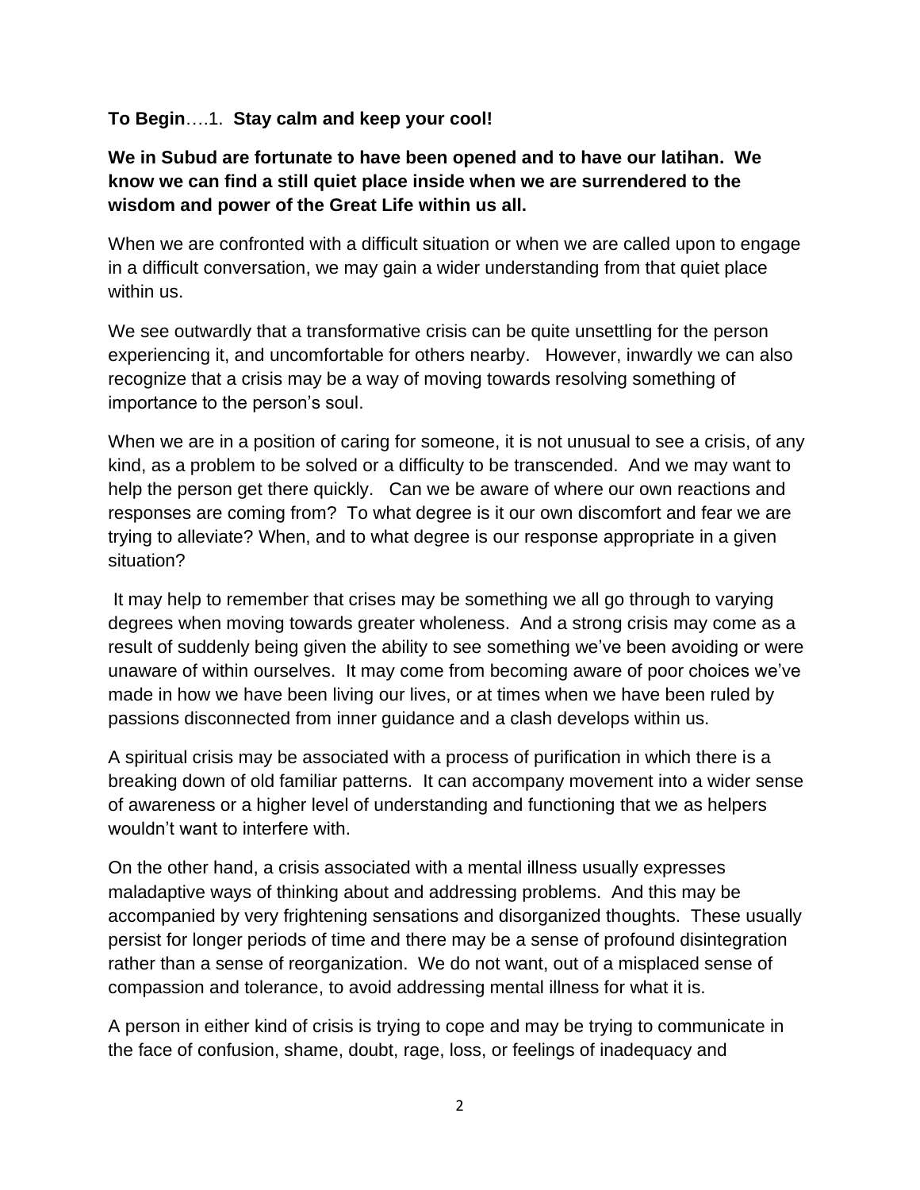**To Begin**….1. **Stay calm and keep your cool!**

**We in Subud are fortunate to have been opened and to have our latihan. We know we can find a still quiet place inside when we are surrendered to the wisdom and power of the Great Life within us all.**

When we are confronted with a difficult situation or when we are called upon to engage in a difficult conversation, we may gain a wider understanding from that quiet place within us.

We see outwardly that a transformative crisis can be quite unsettling for the person experiencing it, and uncomfortable for others nearby. However, inwardly we can also recognize that a crisis may be a way of moving towards resolving something of importance to the person's soul.

When we are in a position of caring for someone, it is not unusual to see a crisis, of any kind, as a problem to be solved or a difficulty to be transcended. And we may want to help the person get there quickly. Can we be aware of where our own reactions and responses are coming from? To what degree is it our own discomfort and fear we are trying to alleviate? When, and to what degree is our response appropriate in a given situation?

It may help to remember that crises may be something we all go through to varying degrees when moving towards greater wholeness. And a strong crisis may come as a result of suddenly being given the ability to see something we've been avoiding or were unaware of within ourselves. It may come from becoming aware of poor choices we've made in how we have been living our lives, or at times when we have been ruled by passions disconnected from inner guidance and a clash develops within us.

A spiritual crisis may be associated with a process of purification in which there is a breaking down of old familiar patterns. It can accompany movement into a wider sense of awareness or a higher level of understanding and functioning that we as helpers wouldn't want to interfere with.

On the other hand, a crisis associated with a mental illness usually expresses maladaptive ways of thinking about and addressing problems. And this may be accompanied by very frightening sensations and disorganized thoughts. These usually persist for longer periods of time and there may be a sense of profound disintegration rather than a sense of reorganization. We do not want, out of a misplaced sense of compassion and tolerance, to avoid addressing mental illness for what it is.

A person in either kind of crisis is trying to cope and may be trying to communicate in the face of confusion, shame, doubt, rage, loss, or feelings of inadequacy and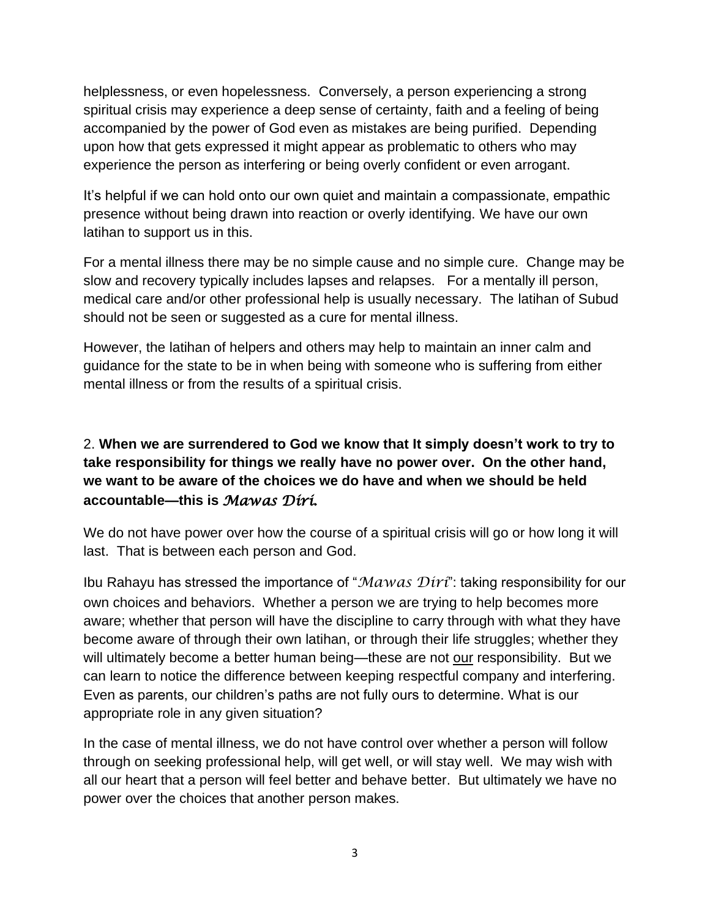helplessness, or even hopelessness. Conversely, a person experiencing a strong spiritual crisis may experience a deep sense of certainty, faith and a feeling of being accompanied by the power of God even as mistakes are being purified. Depending upon how that gets expressed it might appear as problematic to others who may experience the person as interfering or being overly confident or even arrogant.

It's helpful if we can hold onto our own quiet and maintain a compassionate, empathic presence without being drawn into reaction or overly identifying. We have our own latihan to support us in this.

For a mental illness there may be no simple cause and no simple cure. Change may be slow and recovery typically includes lapses and relapses. For a mentally ill person, medical care and/or other professional help is usually necessary. The latihan of Subud should not be seen or suggested as a cure for mental illness.

However, the latihan of helpers and others may help to maintain an inner calm and guidance for the state to be in when being with someone who is suffering from either mental illness or from the results of a spiritual crisis.

2. **When we are surrendered to God we know that It simply doesn't work to try to take responsibility for things we really have no power over. On the other hand, we want to be aware of the choices we do have and when we should be held accountable—this is *Mawas Diri.***

We do not have power over how the course of a spiritual crisis will go or how long it will last. That is between each person and God.

Ibu Rahayu has stressed the importance of "*Mawas Diri*": taking responsibility for our own choices and behaviors. Whether a person we are trying to help becomes more aware; whether that person will have the discipline to carry through with what they have become aware of through their own latihan, or through their life struggles; whether they will ultimately become a better human being—these are not <u>our</u> responsibility. But we can learn to notice the difference between keeping respectful company and interfering. Even as parents, our children's paths are not fully ours to determine. What is our appropriate role in any given situation?

In the case of mental illness, we do not have control over whether a person will follow through on seeking professional help, will get well, or will stay well. We may wish with all our heart that a person will feel better and behave better. But ultimately we have no power over the choices that another person makes.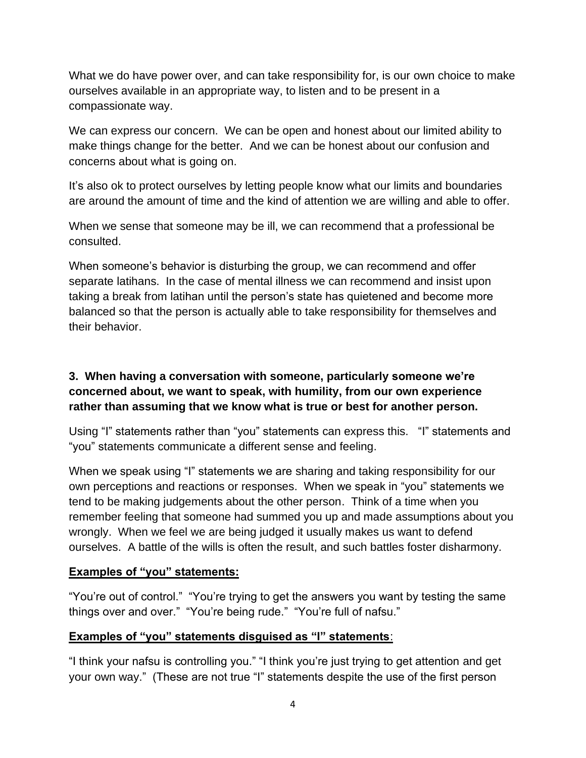What we do have power over, and can take responsibility for, is our own choice to make ourselves available in an appropriate way, to listen and to be present in a compassionate way.

We can express our concern. We can be open and honest about our limited ability to make things change for the better. And we can be honest about our confusion and concerns about what is going on.

It's also ok to protect ourselves by letting people know what our limits and boundaries are around the amount of time and the kind of attention we are willing and able to offer.

When we sense that someone may be ill, we can recommend that a professional be consulted.

When someone's behavior is disturbing the group, we can recommend and offer separate latihans. In the case of mental illness we can recommend and insist upon taking a break from latihan until the person's state has quietened and become more balanced so that the person is actually able to take responsibility for themselves and their behavior.

**3. When having a conversation with someone, particularly someone we're concerned about, we want to speak, with humility, from our own experience rather than assuming that we know what is true or best for another person.**

Using "I" statements rather than "you" statements can express this. "I" statements and "you" statements communicate a different sense and feeling.

When we speak using "I" statements we are sharing and taking responsibility for our own perceptions and reactions or responses. When we speak in "you" statements we tend to be making judgements about the other person. Think of a time when you remember feeling that someone had summed you up and made assumptions about you wrongly. When we feel we are being judged it usually makes us want to defend ourselves. A battle of the wills is often the result, and such battles foster disharmony.

**Examples of "you" statements:**

"You're out of control." "You're trying to get the answers you want by testing the same things over and over." "You're being rude." "You're full of nafsu."

**Examples of "you" statements disguised as "I" statements**:

"I think your nafsu is controlling you." "I think you're just trying to get attention and get your own way." (These are not true "I" statements despite the use of the first person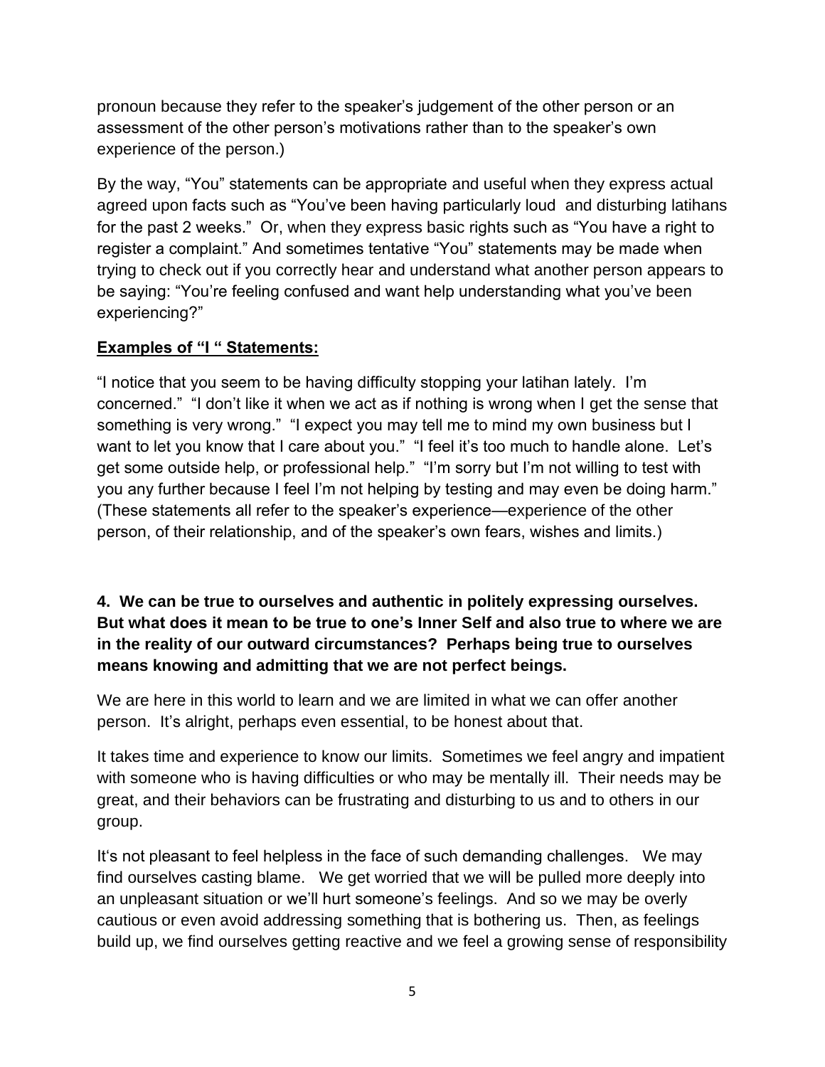pronoun because they refer to the speaker's judgement of the other person or an assessment of the other person's motivations rather than to the speaker's own experience of the person.)

By the way, "You" statements can be appropriate and useful when they express actual agreed upon facts such as "You've been having particularly loud and disturbing latihans for the past 2 weeks." Or, when they express basic rights such as "You have a right to register a complaint." And sometimes tentative "You" statements may be made when trying to check out if you correctly hear and understand what another person appears to be saying: "You're feeling confused and want help understanding what you've been experiencing?"

**Examples of "I " Statements:**

"I notice that you seem to be having difficulty stopping your latihan lately. I'm concerned." "I don't like it when we act as if nothing is wrong when I get the sense that something is very wrong." "I expect you may tell me to mind my own business but I want to let you know that I care about you." "I feel it's too much to handle alone. Let's get some outside help, or professional help." "I'm sorry but I'm not willing to test with you any further because I feel I'm not helping by testing and may even be doing harm." (These statements all refer to the speaker's experience—experience of the other person, of their relationship, and of the speaker's own fears, wishes and limits.)

**4. We can be true to ourselves and authentic in politely expressing ourselves. But what does it mean to be true to one's Inner Self and also true to where we are in the reality of our outward circumstances? Perhaps being true to ourselves means knowing and admitting that we are not perfect beings.**

We are here in this world to learn and we are limited in what we can offer another person. It's alright, perhaps even essential, to be honest about that.

It takes time and experience to know our limits. Sometimes we feel angry and impatient with someone who is having difficulties or who may be mentally ill. Their needs may be great, and their behaviors can be frustrating and disturbing to us and to others in our group.

It's not pleasant to feel helpless in the face of such demanding challenges. We may find ourselves casting blame. We get worried that we will be pulled more deeply into an unpleasant situation or we'll hurt someone's feelings. And so we may be overly cautious or even avoid addressing something that is bothering us. Then, as feelings build up, we find ourselves getting reactive and we feel a growing sense of responsibility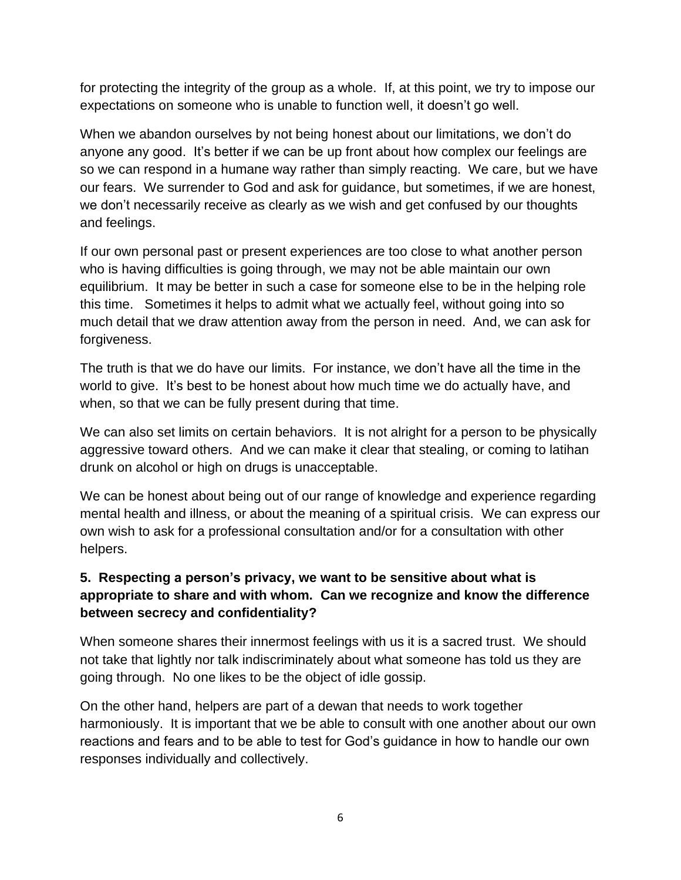for protecting the integrity of the group as a whole. If, at this point, we try to impose our expectations on someone who is unable to function well, it doesn't go well.

When we abandon ourselves by not being honest about our limitations, we don't do anyone any good. It's better if we can be up front about how complex our feelings are so we can respond in a humane way rather than simply reacting. We care, but we have our fears. We surrender to God and ask for guidance, but sometimes, if we are honest, we don't necessarily receive as clearly as we wish and get confused by our thoughts and feelings.

If our own personal past or present experiences are too close to what another person who is having difficulties is going through, we may not be able maintain our own equilibrium. It may be better in such a case for someone else to be in the helping role this time. Sometimes it helps to admit what we actually feel, without going into so much detail that we draw attention away from the person in need. And, we can ask for forgiveness.

The truth is that we do have our limits. For instance, we don't have all the time in the world to give. It's best to be honest about how much time we do actually have, and when, so that we can be fully present during that time.

We can also set limits on certain behaviors. It is not alright for a person to be physically aggressive toward others. And we can make it clear that stealing, or coming to latihan drunk on alcohol or high on drugs is unacceptable.

We can be honest about being out of our range of knowledge and experience regarding mental health and illness, or about the meaning of a spiritual crisis. We can express our own wish to ask for a professional consultation and/or for a consultation with other helpers.

**5. Respecting a person's privacy, we want to be sensitive about what is appropriate to share and with whom. Can we recognize and know the difference between secrecy and confidentiality?**

When someone shares their innermost feelings with us it is a sacred trust. We should not take that lightly nor talk indiscriminately about what someone has told us they are going through. No one likes to be the object of idle gossip.

On the other hand, helpers are part of a dewan that needs to work together harmoniously. It is important that we be able to consult with one another about our own reactions and fears and to be able to test for God's guidance in how to handle our own responses individually and collectively.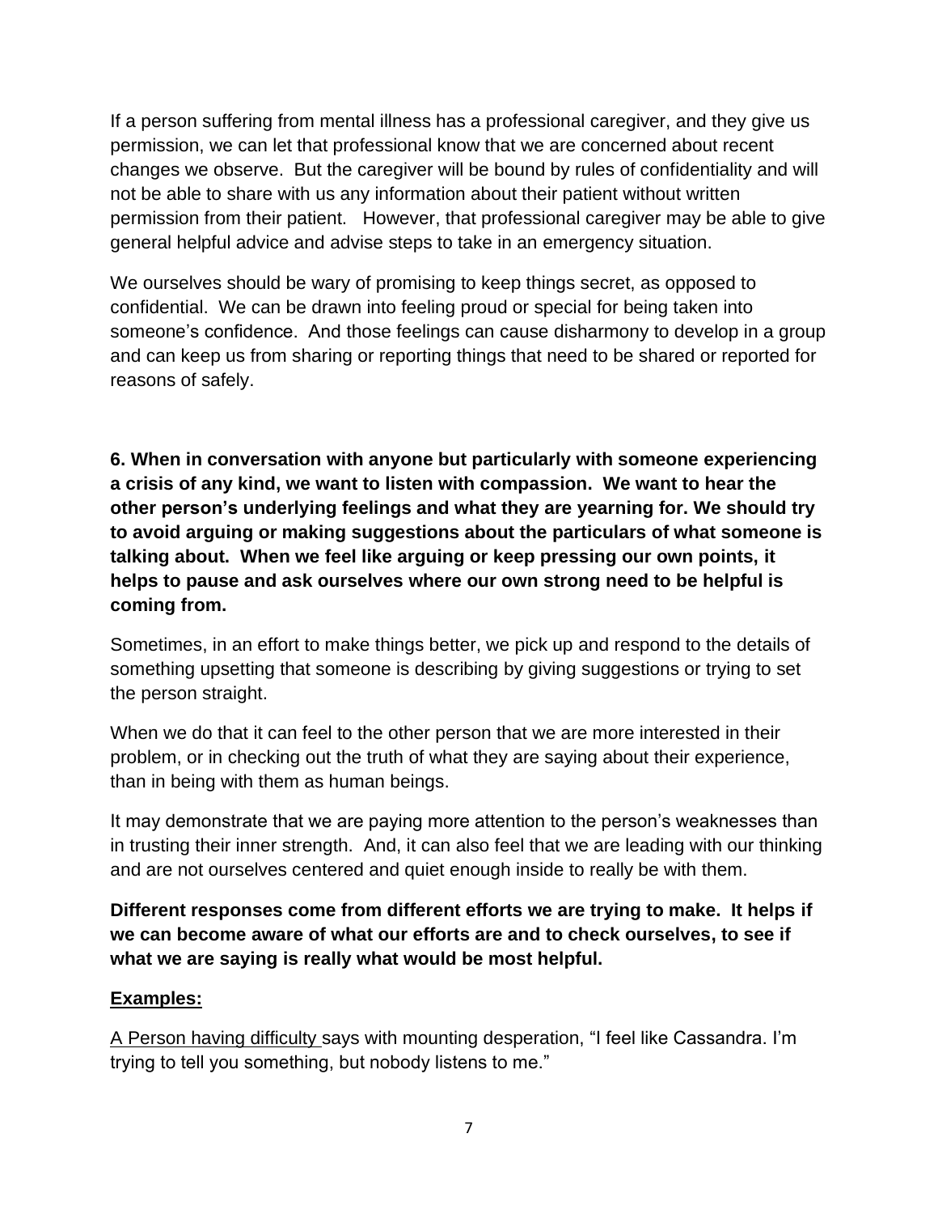If a person suffering from mental illness has a professional caregiver, and they give us permission, we can let that professional know that we are concerned about recent changes we observe. But the caregiver will be bound by rules of confidentiality and will not be able to share with us any information about their patient without written permission from their patient. However, that professional caregiver may be able to give general helpful advice and advise steps to take in an emergency situation.

We ourselves should be wary of promising to keep things secret, as opposed to confidential. We can be drawn into feeling proud or special for being taken into someone's confidence. And those feelings can cause disharmony to develop in a group and can keep us from sharing or reporting things that need to be shared or reported for reasons of safely.

**6. When in conversation with anyone but particularly with someone experiencing a crisis of any kind, we want to listen with compassion. We want to hear the other person's underlying feelings and what they are yearning for. We should try to avoid arguing or making suggestions about the particulars of what someone is talking about. When we feel like arguing or keep pressing our own points, it helps to pause and ask ourselves where our own strong need to be helpful is coming from.**

Sometimes, in an effort to make things better, we pick up and respond to the details of something upsetting that someone is describing by giving suggestions or trying to set the person straight.

When we do that it can feel to the other person that we are more interested in their problem, or in checking out the truth of what they are saying about their experience, than in being with them as human beings.

It may demonstrate that we are paying more attention to the person's weaknesses than in trusting their inner strength. And, it can also feel that we are leading with our thinking and are not ourselves centered and quiet enough inside to really be with them.

**Different responses come from different efforts we are trying to make. It helps if we can become aware of what our efforts are and to check ourselves, to see if what we are saying is really what would be most helpful.**

**Examples:**

A Person having difficulty says with mounting desperation, "I feel like Cassandra. I'm trying to tell you something, but nobody listens to me."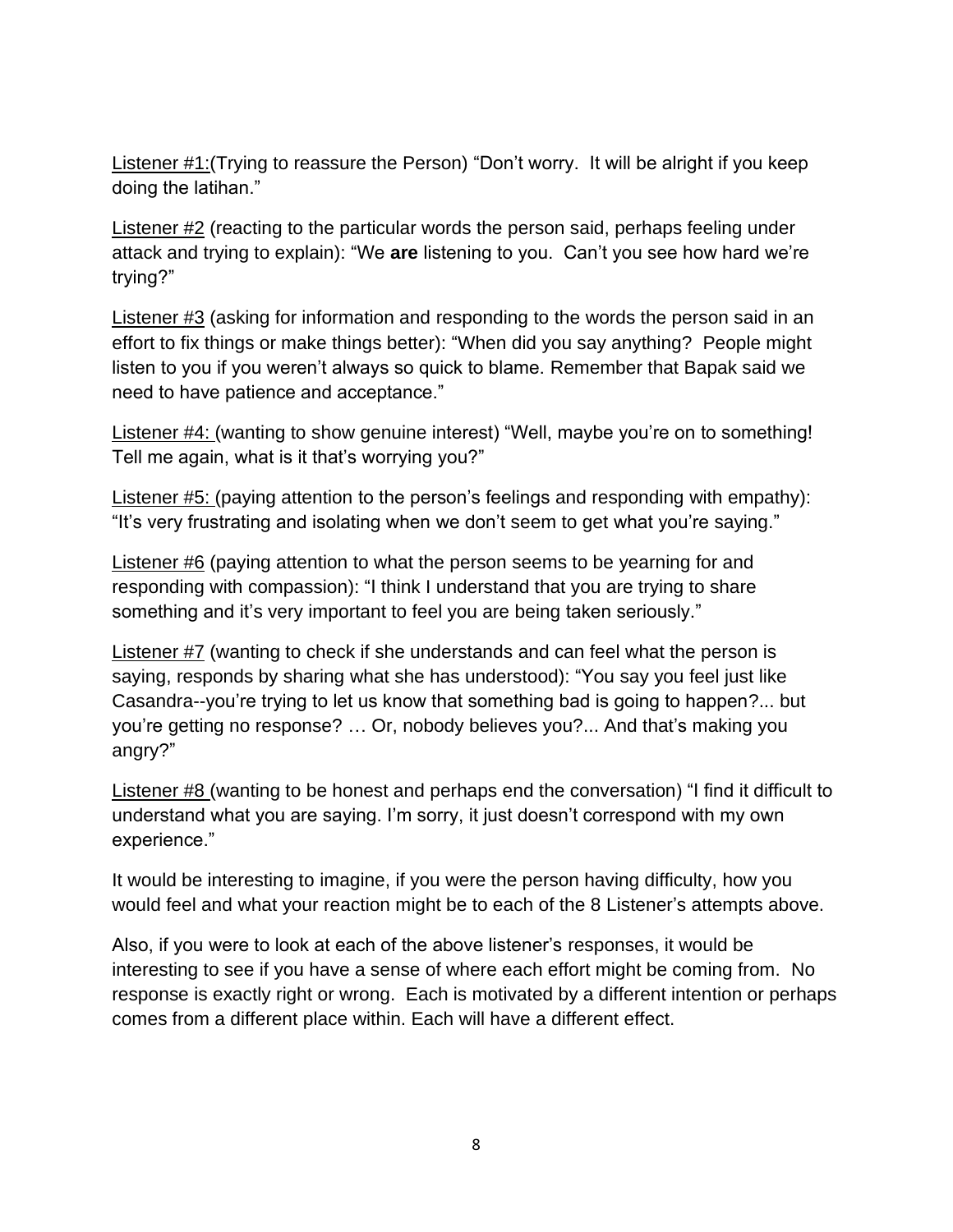Listener #1:(Trying to reassure the Person) "Don't worry. It will be alright if you keep doing the latihan."

Listener #2 (reacting to the particular words the person said, perhaps feeling under attack and trying to explain): "We **are** listening to you. Can't you see how hard we're trying?"

Listener #3 (asking for information and responding to the words the person said in an effort to fix things or make things better): "When did you say anything? People might listen to you if you weren't always so quick to blame. Remember that Bapak said we need to have patience and acceptance."

Listener #4: (wanting to show genuine interest) "Well, maybe you're on to something! Tell me again, what is it that's worrying you?"

Listener #5: (paying attention to the person's feelings and responding with empathy): "It's very frustrating and isolating when we don't seem to get what you're saying."

Listener #6 (paying attention to what the person seems to be yearning for and responding with compassion): "I think I understand that you are trying to share something and it's very important to feel you are being taken seriously."

Listener #7 (wanting to check if she understands and can feel what the person is saying, responds by sharing what she has understood): "You say you feel just like Casandra--you're trying to let us know that something bad is going to happen?... but you're getting no response? … Or, nobody believes you?... And that's making you angry?"

Listener #8 (wanting to be honest and perhaps end the conversation) "I find it difficult to understand what you are saying. I'm sorry, it just doesn't correspond with my own experience."

It would be interesting to imagine, if you were the person having difficulty, how you would feel and what your reaction might be to each of the 8 Listener's attempts above.

Also, if you were to look at each of the above listener's responses, it would be interesting to see if you have a sense of where each effort might be coming from. No response is exactly right or wrong. Each is motivated by a different intention or perhaps comes from a different place within. Each will have a different effect.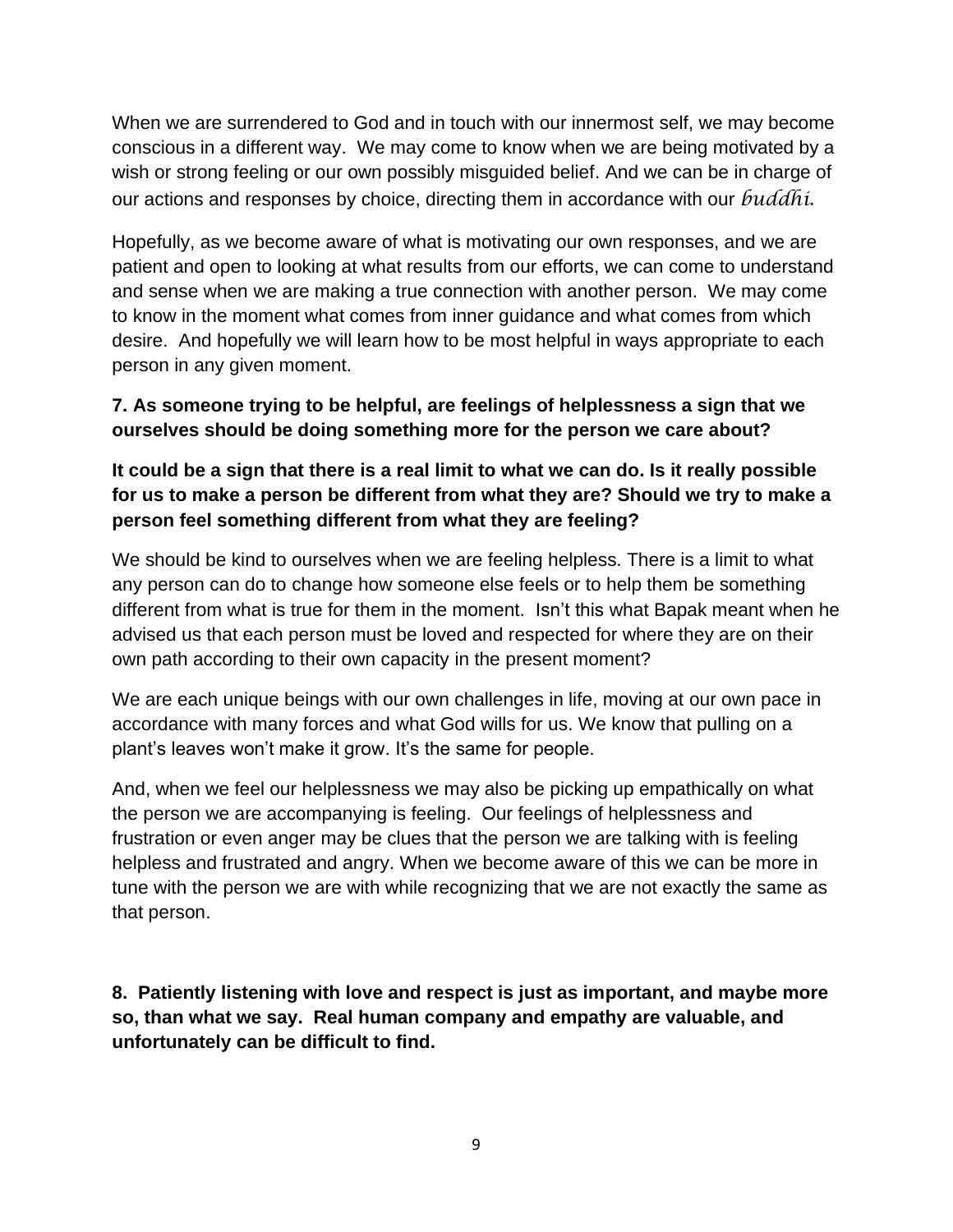When we are surrendered to God and in touch with our innermost self, we may become conscious in a different way. We may come to know when we are being motivated by a wish or strong feeling or our own possibly misguided belief. And we can be in charge of our actions and responses by choice, directing them in accordance with our *buddhi*.

Hopefully, as we become aware of what is motivating our own responses, and we are patient and open to looking at what results from our efforts, we can come to understand and sense when we are making a true connection with another person. We may come to know in the moment what comes from inner guidance and what comes from which desire. And hopefully we will learn how to be most helpful in ways appropriate to each person in any given moment.

**7. As someone trying to be helpful, are feelings of helplessness a sign that we ourselves should be doing something more for the person we care about?**

**It could be a sign that there is a real limit to what we can do. Is it really possible for us to make a person be different from what they are? Should we try to make a person feel something different from what they are feeling?**

We should be kind to ourselves when we are feeling helpless. There is a limit to what any person can do to change how someone else feels or to help them be something different from what is true for them in the moment. Isn't this what Bapak meant when he advised us that each person must be loved and respected for where they are on their own path according to their own capacity in the present moment?

We are each unique beings with our own challenges in life, moving at our own pace in accordance with many forces and what God wills for us. We know that pulling on a plant's leaves won't make it grow. It's the same for people.

And, when we feel our helplessness we may also be picking up empathically on what the person we are accompanying is feeling. Our feelings of helplessness and frustration or even anger may be clues that the person we are talking with is feeling helpless and frustrated and angry. When we become aware of this we can be more in tune with the person we are with while recognizing that we are not exactly the same as that person.

**8. Patiently listening with love and respect is just as important, and maybe more so, than what we say. Real human company and empathy are valuable, and unfortunately can be difficult to find.**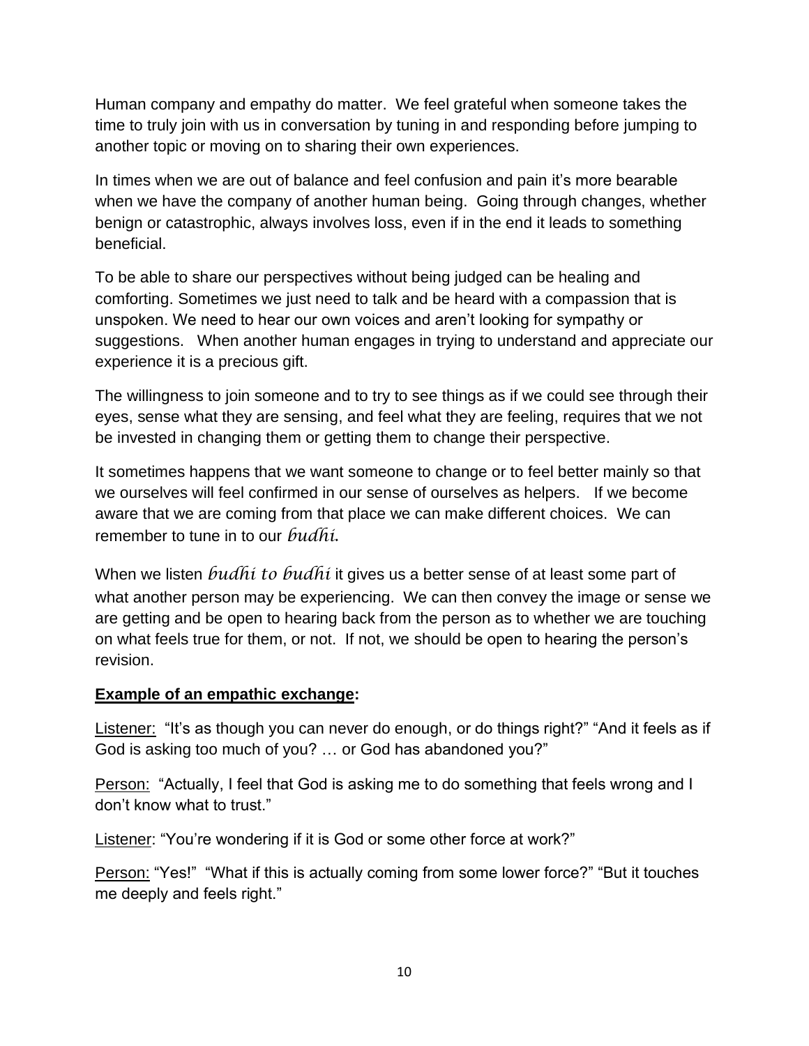Human company and empathy do matter. We feel grateful when someone takes the time to truly join with us in conversation by tuning in and responding before jumping to another topic or moving on to sharing their own experiences.

In times when we are out of balance and feel confusion and pain it's more bearable when we have the company of another human being. Going through changes, whether benign or catastrophic, always involves loss, even if in the end it leads to something beneficial.

To be able to share our perspectives without being judged can be healing and comforting. Sometimes we just need to talk and be heard with a compassion that is unspoken. We need to hear our own voices and aren't looking for sympathy or suggestions. When another human engages in trying to understand and appreciate our experience it is a precious gift.

The willingness to join someone and to try to see things as if we could see through their eyes, sense what they are sensing, and feel what they are feeling, requires that we not be invested in changing them or getting them to change their perspective.

It sometimes happens that we want someone to change or to feel better mainly so that we ourselves will feel confirmed in our sense of ourselves as helpers. If we become aware that we are coming from that place we can make different choices. We can remember to tune in to our *budhi*.

When we listen *budhi to budhi* it gives us a better sense of at least some part of what another person may be experiencing. We can then convey the image or sense we are getting and be open to hearing back from the person as to whether we are touching on what feels true for them, or not. If not, we should be open to hearing the person's revision.

**Example of an empathic exchange:**

Listener: "It's as though you can never do enough, or do things right?" "And it feels as if God is asking too much of you? … or God has abandoned you?"

Person: "Actually, I feel that God is asking me to do something that feels wrong and I don't know what to trust."

Listener: "You're wondering if it is God or some other force at work?"

Person: "Yes!" "What if this is actually coming from some lower force?" "But it touches me deeply and feels right."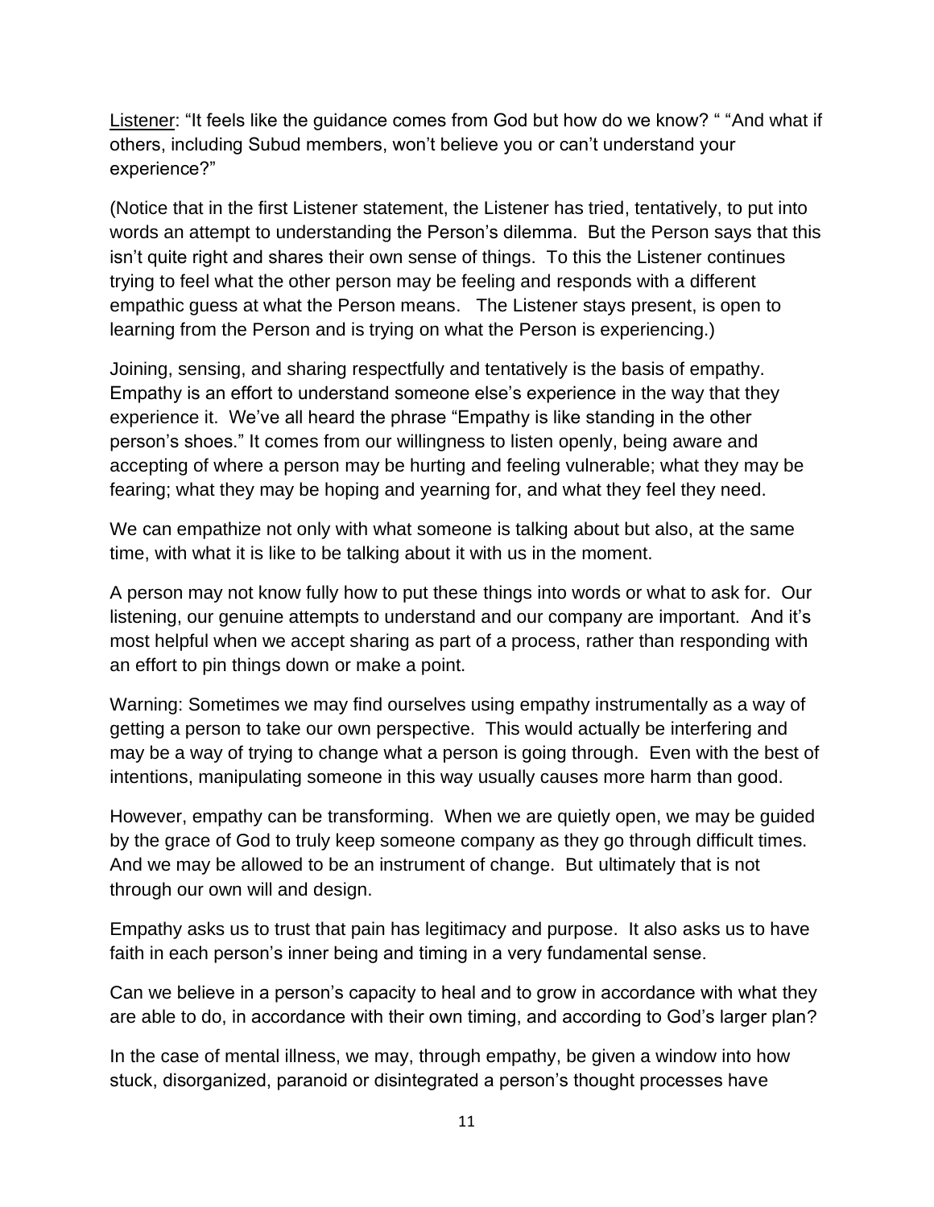Listener: "It feels like the guidance comes from God but how do we know? " "And what if others, including Subud members, won't believe you or can't understand your experience?"

(Notice that in the first Listener statement, the Listener has tried, tentatively, to put into words an attempt to understanding the Person's dilemma. But the Person says that this isn't quite right and shares their own sense of things. To this the Listener continues trying to feel what the other person may be feeling and responds with a different empathic guess at what the Person means. The Listener stays present, is open to learning from the Person and is trying on what the Person is experiencing.)

Joining, sensing, and sharing respectfully and tentatively is the basis of empathy. Empathy is an effort to understand someone else's experience in the way that they experience it. We've all heard the phrase "Empathy is like standing in the other person's shoes." It comes from our willingness to listen openly, being aware and accepting of where a person may be hurting and feeling vulnerable; what they may be fearing; what they may be hoping and yearning for, and what they feel they need.

We can empathize not only with what someone is talking about but also, at the same time, with what it is like to be talking about it with us in the moment.

A person may not know fully how to put these things into words or what to ask for. Our listening, our genuine attempts to understand and our company are important. And it's most helpful when we accept sharing as part of a process, rather than responding with an effort to pin things down or make a point.

Warning: Sometimes we may find ourselves using empathy instrumentally as a way of getting a person to take our own perspective. This would actually be interfering and may be a way of trying to change what a person is going through. Even with the best of intentions, manipulating someone in this way usually causes more harm than good.

However, empathy can be transforming. When we are quietly open, we may be guided by the grace of God to truly keep someone company as they go through difficult times. And we may be allowed to be an instrument of change. But ultimately that is not through our own will and design.

Empathy asks us to trust that pain has legitimacy and purpose. It also asks us to have faith in each person's inner being and timing in a very fundamental sense.

Can we believe in a person's capacity to heal and to grow in accordance with what they are able to do, in accordance with their own timing, and according to God's larger plan?

In the case of mental illness, we may, through empathy, be given a window into how stuck, disorganized, paranoid or disintegrated a person's thought processes have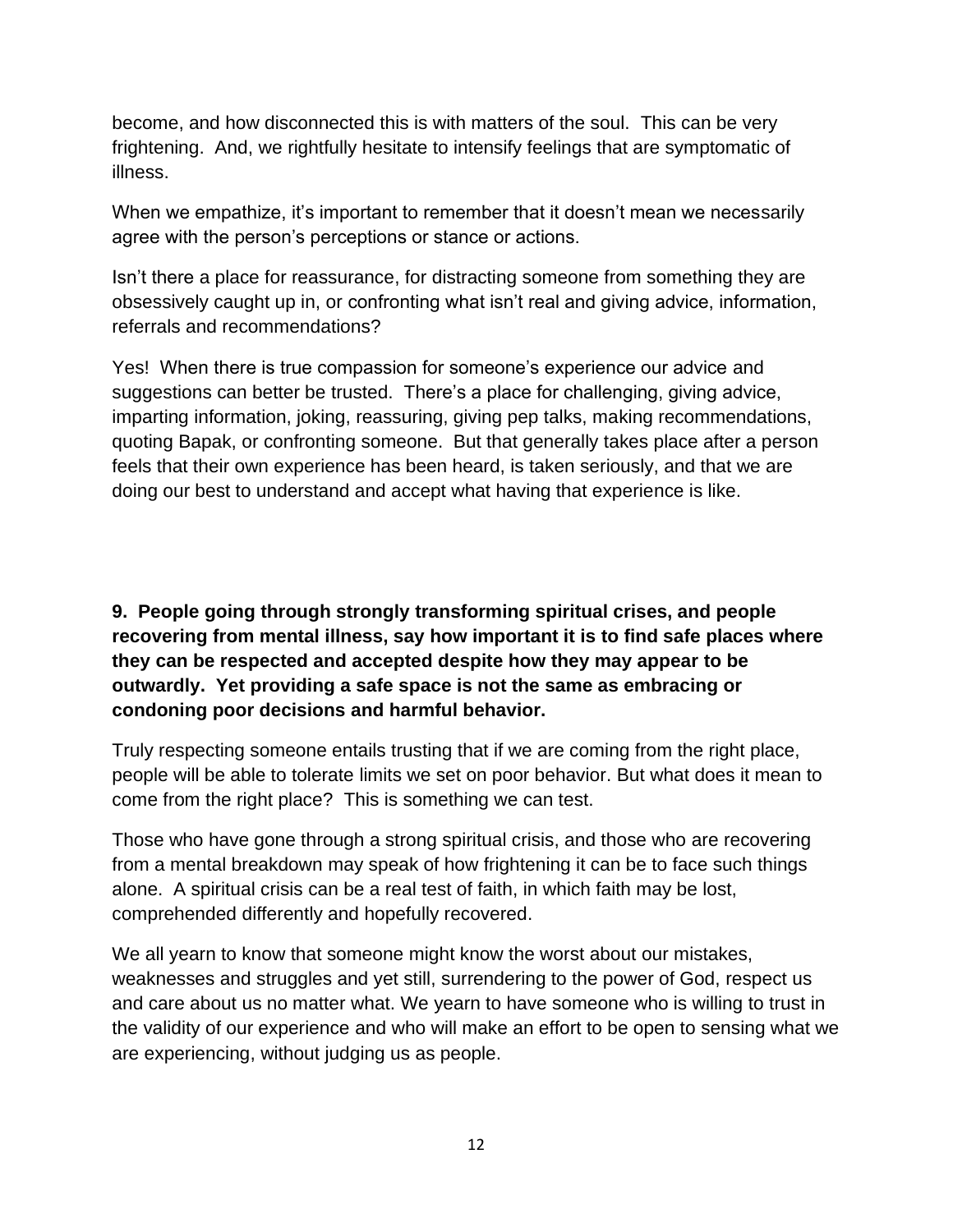become, and how disconnected this is with matters of the soul. This can be very frightening. And, we rightfully hesitate to intensify feelings that are symptomatic of illness.

When we empathize, it's important to remember that it doesn't mean we necessarily agree with the person's perceptions or stance or actions.

Isn't there a place for reassurance, for distracting someone from something they are obsessively caught up in, or confronting what isn't real and giving advice, information, referrals and recommendations?

Yes! When there is true compassion for someone's experience our advice and suggestions can better be trusted. There's a place for challenging, giving advice, imparting information, joking, reassuring, giving pep talks, making recommendations, quoting Bapak, or confronting someone. But that generally takes place after a person feels that their own experience has been heard, is taken seriously, and that we are doing our best to understand and accept what having that experience is like.

**9. People going through strongly transforming spiritual crises, and people recovering from mental illness, say how important it is to find safe places where they can be respected and accepted despite how they may appear to be outwardly. Yet providing a safe space is not the same as embracing or condoning poor decisions and harmful behavior.**

Truly respecting someone entails trusting that if we are coming from the right place, people will be able to tolerate limits we set on poor behavior. But what does it mean to come from the right place? This is something we can test.

Those who have gone through a strong spiritual crisis, and those who are recovering from a mental breakdown may speak of how frightening it can be to face such things alone. A spiritual crisis can be a real test of faith, in which faith may be lost, comprehended differently and hopefully recovered.

We all yearn to know that someone might know the worst about our mistakes, weaknesses and struggles and yet still, surrendering to the power of God, respect us and care about us no matter what. We yearn to have someone who is willing to trust in the validity of our experience and who will make an effort to be open to sensing what we are experiencing, without judging us as people.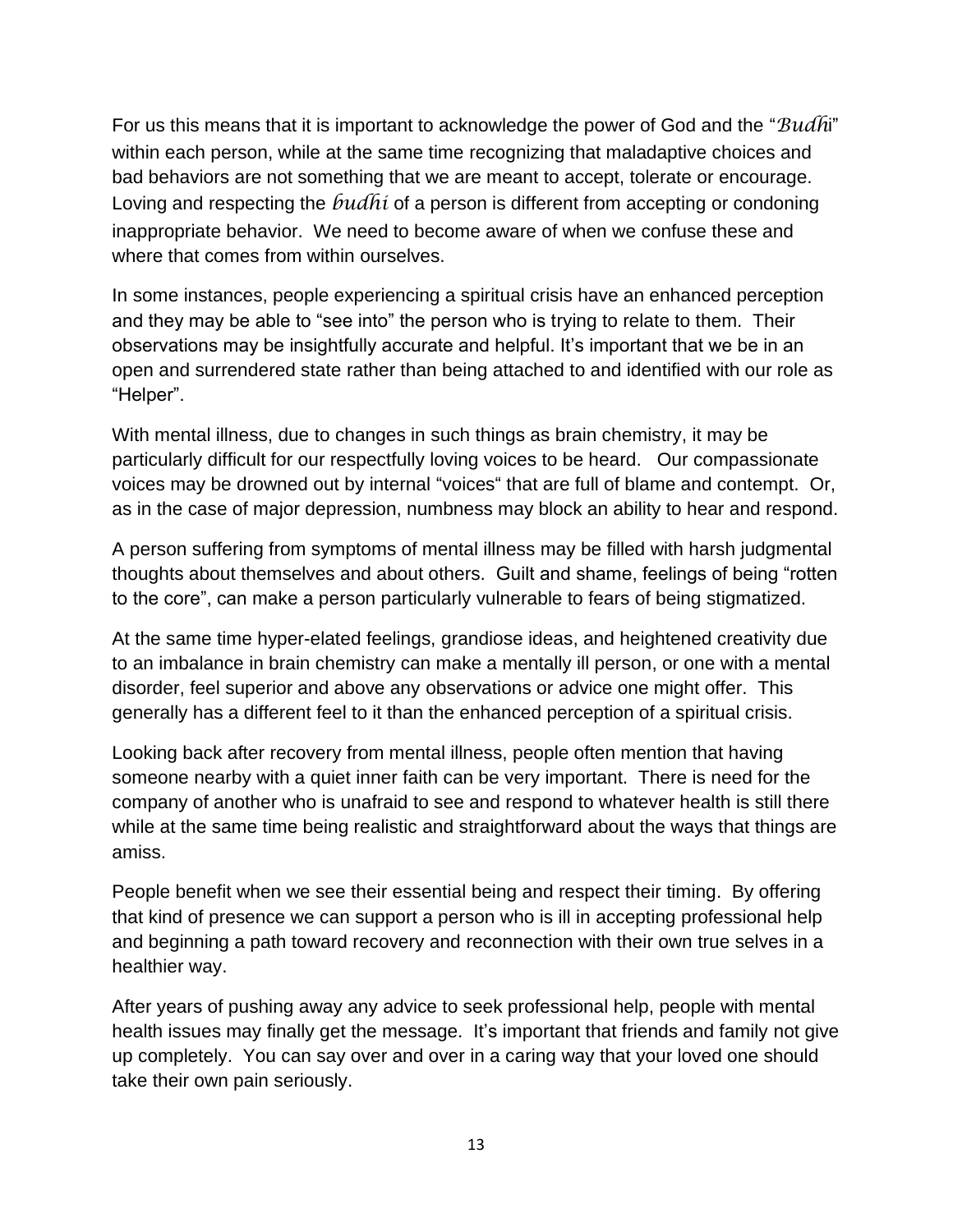For us this means that it is important to acknowledge the power of God and the "*Budhi*" within each person, while at the same time recognizing that maladaptive choices and bad behaviors are not something that we are meant to accept, tolerate or encourage. Loving and respecting the *budhi* of a person is different from accepting or condoning inappropriate behavior. We need to become aware of when we confuse these and where that comes from within ourselves.

In some instances, people experiencing a spiritual crisis have an enhanced perception and they may be able to "see into" the person who is trying to relate to them. Their observations may be insightfully accurate and helpful. It's important that we be in an open and surrendered state rather than being attached to and identified with our role as "Helper".

With mental illness, due to changes in such things as brain chemistry, it may be particularly difficult for our respectfully loving voices to be heard. Our compassionate voices may be drowned out by internal "voices" that are full of blame and contempt. Or, as in the case of major depression, numbness may block an ability to hear and respond.

A person suffering from symptoms of mental illness may be filled with harsh judgmental thoughts about themselves and about others. Guilt and shame, feelings of being "rotten to the core", can make a person particularly vulnerable to fears of being stigmatized.

At the same time hyper-elated feelings, grandiose ideas, and heightened creativity due to an imbalance in brain chemistry can make a mentally ill person, or one with a mental disorder, feel superior and above any observations or advice one might offer. This generally has a different feel to it than the enhanced perception of a spiritual crisis.

Looking back after recovery from mental illness, people often mention that having someone nearby with a quiet inner faith can be very important. There is need for the company of another who is unafraid to see and respond to whatever health is still there while at the same time being realistic and straightforward about the ways that things are amiss.

People benefit when we see their essential being and respect their timing. By offering that kind of presence we can support a person who is ill in accepting professional help and beginning a path toward recovery and reconnection with their own true selves in a healthier way.

After years of pushing away any advice to seek professional help, people with mental health issues may finally get the message. It's important that friends and family not give up completely. You can say over and over in a caring way that your loved one should take their own pain seriously.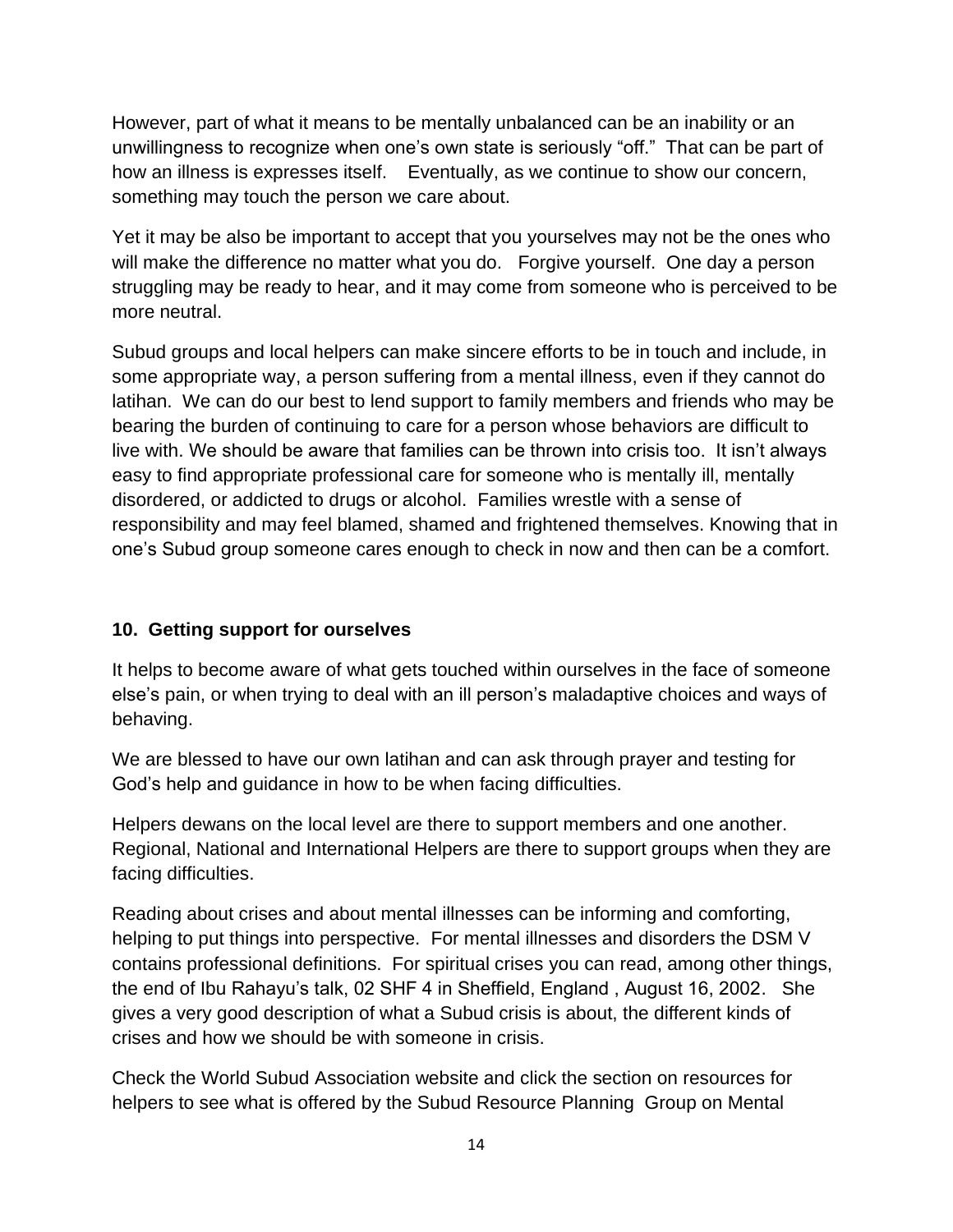However, part of what it means to be mentally unbalanced can be an inability or an unwillingness to recognize when one's own state is seriously "off." That can be part of how an illness is expresses itself. Eventually, as we continue to show our concern, something may touch the person we care about.

Yet it may be also be important to accept that you yourselves may not be the ones who will make the difference no matter what you do. Forgive yourself. One day a person struggling may be ready to hear, and it may come from someone who is perceived to be more neutral.

Subud groups and local helpers can make sincere efforts to be in touch and include, in some appropriate way, a person suffering from a mental illness, even if they cannot do latihan. We can do our best to lend support to family members and friends who may be bearing the burden of continuing to care for a person whose behaviors are difficult to live with. We should be aware that families can be thrown into crisis too. It isn't always easy to find appropriate professional care for someone who is mentally ill, mentally disordered, or addicted to drugs or alcohol. Families wrestle with a sense of responsibility and may feel blamed, shamed and frightened themselves. Knowing that in one's Subud group someone cares enough to check in now and then can be a comfort.

## 10. Getting support for ourselves

It helps to become aware of what gets touched within ourselves in the face of someone else's pain, or when trying to deal with an ill person's maladaptive choices and ways of behaving.

We are blessed to have our own latihan and can ask through prayer and testing for God's help and guidance in how to be when facing difficulties.

Helpers dewans on the local level are there to support members and one another. Regional, National and International Helpers are there to support groups when they are facing difficulties.

Reading about crises and about mental illnesses can be informing and comforting, helping to put things into perspective. For mental illnesses and disorders the DSM V contains professional definitions. For spiritual crises you can read, among other things, the end of Ibu Rahayu's talk, 02 SHF 4 in Sheffield, England , August 16, 2002. She gives a very good description of what a Subud crisis is about, the different kinds of crises and how we should be with someone in crisis.

Check the World Subud Association website and click the section on resources for helpers to see what is offered by the Subud Resource Planning Group on Mental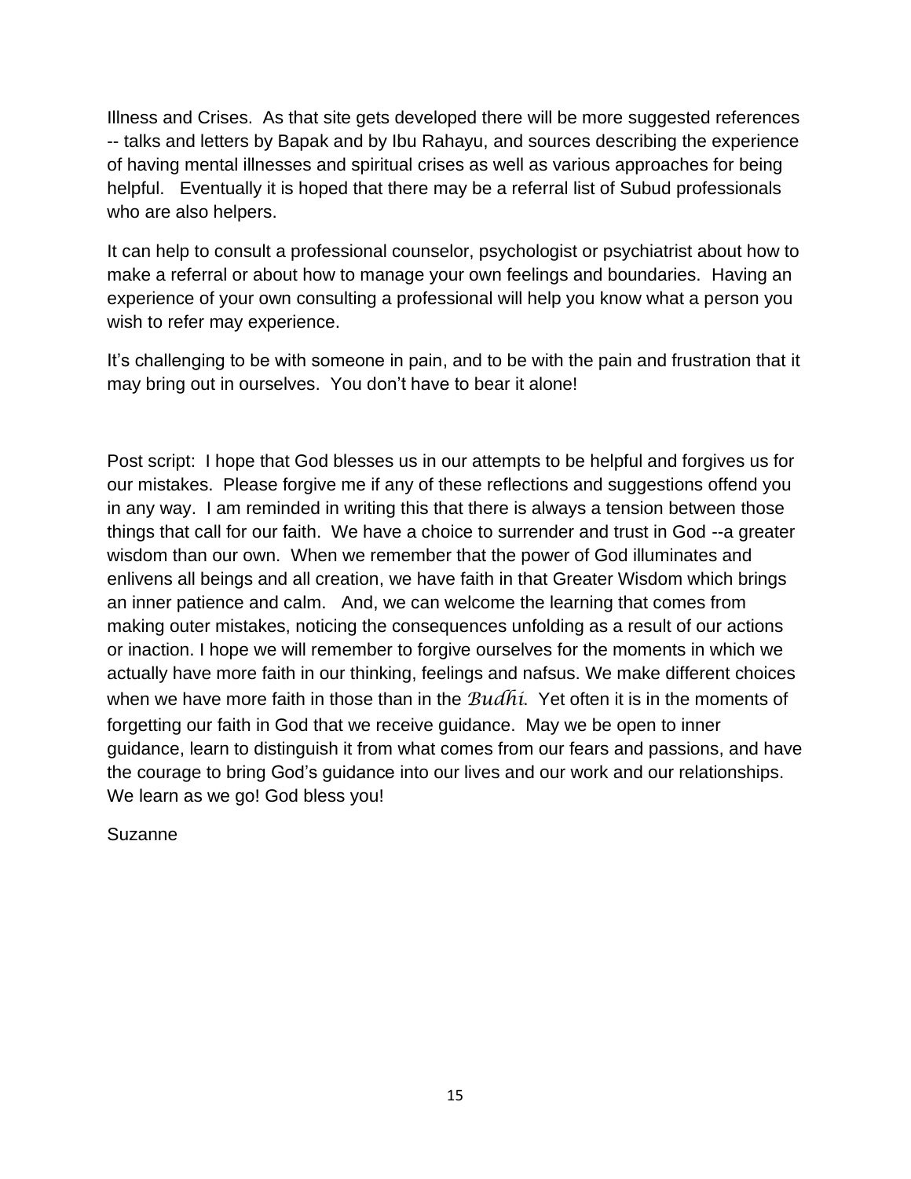Illness and Crises. As that site gets developed there will be more suggested references -- talks and letters by Bapak and by Ibu Rahayu, and sources describing the experience of having mental illnesses and spiritual crises as well as various approaches for being helpful. Eventually it is hoped that there may be a referral list of Subud professionals who are also helpers.

It can help to consult a professional counselor, psychologist or psychiatrist about how to make a referral or about how to manage your own feelings and boundaries. Having an experience of your own consulting a professional will help you know what a person you wish to refer may experience.

It's challenging to be with someone in pain, and to be with the pain and frustration that it may bring out in ourselves. You don't have to bear it alone!

Post script: I hope that God blesses us in our attempts to be helpful and forgives us for our mistakes. Please forgive me if any of these reflections and suggestions offend you in any way. I am reminded in writing this that there is always a tension between those things that call for our faith. We have a choice to surrender and trust in God --a greater wisdom than our own. When we remember that the power of God illuminates and enlivens all beings and all creation, we have faith in that Greater Wisdom which brings an inner patience and calm. And, we can welcome the learning that comes from making outer mistakes, noticing the consequences unfolding as a result of our actions or inaction. I hope we will remember to forgive ourselves for the moments in which we actually have more faith in our thinking, feelings and nafsus. We make different choices when we have more faith in those than in the *Budhi*. Yet often it is in the moments of forgetting our faith in God that we receive guidance. May we be open to inner guidance, learn to distinguish it from what comes from our fears and passions, and have the courage to bring God's guidance into our lives and our work and our relationships. We learn as we go! God bless you!

Suzanne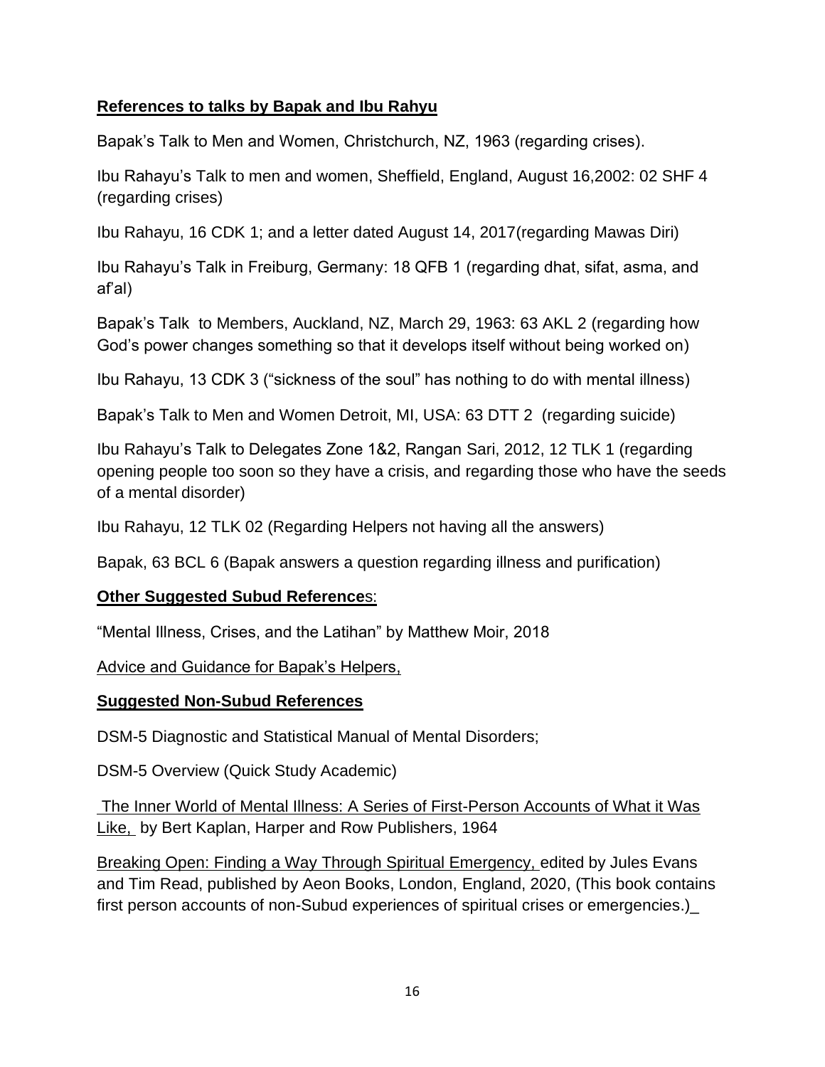**References to talks by Bapak and Ibu Rahyu**

Bapak's Talk to Men and Women, Christchurch, NZ, 1963 (regarding crises).

Ibu Rahayu's Talk to men and women, Sheffield, England, August 16,2002: 02 SHF 4 (regarding crises)

Ibu Rahayu, 16 CDK 1; and a letter dated August 14, 2017(regarding Mawas Diri)

Ibu Rahayu's Talk in Freiburg, Germany: 18 QFB 1 (regarding dhat, sifat, asma, and af'al)

Bapak's Talk to Members, Auckland, NZ, March 29, 1963: 63 AKL 2 (regarding how God's power changes something so that it develops itself without being worked on)

Ibu Rahayu, 13 CDK 3 ("sickness of the soul" has nothing to do with mental illness)

Bapak's Talk to Men and Women Detroit, MI, USA: 63 DTT 2 (regarding suicide)

Ibu Rahayu's Talk to Delegates Zone 1&2, Rangan Sari, 2012, 12 TLK 1 (regarding opening people too soon so they have a crisis, and regarding those who have the seeds of a mental disorder)

Ibu Rahayu, 12 TLK 02 (Regarding Helpers not having all the answers)

Bapak, 63 BCL 6 (Bapak answers a question regarding illness and purification)

**Other Suggested Subud References:**

"Mental Illness, Crises, and the Latihan" by Matthew Moir, 2018

Advice and Guidance for Bapak's Helpers,

**Suggested Non-Subud References**

DSM-5 Diagnostic and Statistical Manual of Mental Disorders;

DSM-5 Overview (Quick Study Academic)

The Inner World of Mental Illness: A Series of First-Person Accounts of What it Was Like, by Bert Kaplan, Harper and Row Publishers, 1964

Breaking Open: Finding a Way Through Spiritual Emergency, edited by Jules Evans and Tim Read, published by Aeon Books, London, England, 2020, (This book contains first person accounts of non-Subud experiences of spiritual crises or emergencies.)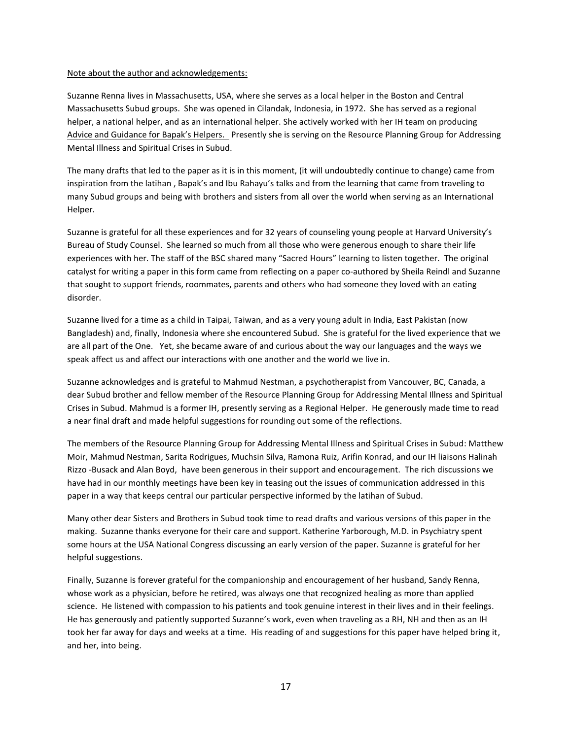<u>Note about the author and acknowledgements:</u>

Suzanne Renna lives in Massachusetts, USA, where she serves as a local helper in the Boston and Central Massachusetts Subud groups. She was opened in Cilandak, Indonesia, in 1972. She has served as a regional helper, a national helper, and as an international helper. She actively worked with her IH team on producing <u>Advice and Guidance for Bapak's Helpers.</u> Presently she is serving on the Resource Planning Group for Addressing Mental Illness and Spiritual Crises in Subud.

The many drafts that led to the paper as it is in this moment, (it will undoubtedly continue to change) came from inspiration from the latihan , Bapak's and Ibu Rahayu's talks and from the learning that came from traveling to many Subud groups and being with brothers and sisters from all over the world when serving as an International Helper.

Suzanne is grateful for all these experiences and for 32 years of counseling young people at Harvard University's Bureau of Study Counsel. She learned so much from all those who were generous enough to share their life experiences with her. The staff of the BSC shared many "Sacred Hours" learning to listen together. The original catalyst for writing a paper in this form came from reflecting on a paper co-authored by Sheila Reindl and Suzanne that sought to support friends, roommates, parents and others who had someone they loved with an eating disorder.

Suzanne lived for a time as a child in Taipai, Taiwan, and as a very young adult in India, East Pakistan (now Bangladesh) and, finally, Indonesia where she encountered Subud. She is grateful for the lived experience that we are all part of the One. Yet, she became aware of and curious about the way our languages and the ways we speak affect us and affect our interactions with one another and the world we live in.

Suzanne acknowledges and is grateful to Mahmud Nestman, a psychotherapist from Vancouver, BC, Canada, a dear Subud brother and fellow member of the Resource Planning Group for Addressing Mental Illness and Spiritual Crises in Subud. Mahmud is a former IH, presently serving as a Regional Helper. He generously made time to read a near final draft and made helpful suggestions for rounding out some of the reflections.

The members of the Resource Planning Group for Addressing Mental Illness and Spiritual Crises in Subud: Matthew Moir, Mahmud Nestman, Sarita Rodrigues, Muchsin Silva, Ramona Ruiz, Arifin Konrad, and our IH liaisons Halinah Rizzo -Busack and Alan Boyd, have been generous in their support and encouragement. The rich discussions we have had in our monthly meetings have been key in teasing out the issues of communication addressed in this paper in a way that keeps central our particular perspective informed by the latihan of Subud.

Many other dear Sisters and Brothers in Subud took time to read drafts and various versions of this paper in the making. Suzanne thanks everyone for their care and support. Katherine Yarborough, M.D. in Psychiatry spent some hours at the USA National Congress discussing an early version of the paper. Suzanne is grateful for her helpful suggestions.

Finally, Suzanne is forever grateful for the companionship and encouragement of her husband, Sandy Renna, whose work as a physician, before he retired, was always one that recognized healing as more than applied science. He listened with compassion to his patients and took genuine interest in their lives and in their feelings. He has generously and patiently supported Suzanne's work, even when traveling as a RH, NH and then as an IH took her far away for days and weeks at a time. His reading of and suggestions for this paper have helped bring it, and her, into being.